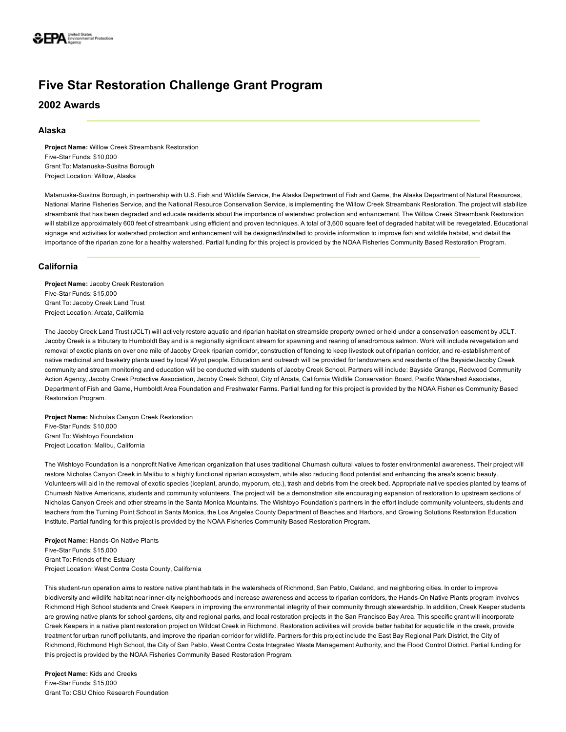# Five Star Restoration Challenge Grant Program

## 2002 Awards

### Alaska

**Project Name:** Willow Creek Streambank Restoration
Five-Star Funds: $10,000
Grant To: Matanuska-Susitna Borough
Project Location: Willow, Alaska

Matanuska-Susitna Borough, in partnership with U.S. Fish and Wildlife Service, the Alaska Department of Fish and Game, the Alaska Department of Natural Resources, National Marine Fisheries Service, and the National Resource Conservation Service, is implementing the Willow Creek Streambank Restoration. The project will stabilize streambank that has been degraded and educate residents about the importance of watershed protection and enhancement. The Willow Creek Streambank Restoration will stabilize approximately 600 feet of streambank using efficient and proven techniques. A total of 3,600 square feet of degraded habitat will be revegetated. Educational signage and activities for watershed protection and enhancement will be designed/installed to provide information to improve fish and wildlife habitat, and detail the importance of the riparian zone for a healthy watershed. Partial funding for this project is provided by the NOAA Fisheries Community Based Restoration Program.

### California

**Project Name:** Jacoby Creek Restoration
Five-Star Funds: $15,000
Grant To: Jacoby Creek Land Trust
Project Location: Arcata, California

The Jacoby Creek Land Trust (JCLT) will actively restore aquatic and riparian habitat on streamside property owned or held under a conservation easement by JCLT. Jacoby Creek is a tributary to Humboldt Bay and is a regionally significant stream for spawning and rearing of anadromous salmon. Work will include revegetation and removal of exotic plants on over one mile of Jacoby Creek riparian corridor, construction of fencing to keep livestock out of riparian corridor, and re-establishment of native medicinal and basketry plants used by local Wiyot people. Education and outreach will be provided for landowners and residents of the Bayside/Jacoby Creek community and stream monitoring and education will be conducted with students of Jacoby Creek School. Partners will include: Bayside Grange, Redwood Community Action Agency, Jacoby Creek Protective Association, Jacoby Creek School, City of Arcata, California Wildlife Conservation Board, Pacific Watershed Associates, Department of Fish and Game, Humboldt Area Foundation and Freshwater Farms. Partial funding for this project is provided by the NOAA Fisheries Community Based Restoration Program.

**Project Name:** Nicholas Canyon Creek Restoration
Five-Star Funds: $10,000
Grant To: Wishtoyo Foundation
Project Location: Malibu, California

The Wishtoyo Foundation is a nonprofit Native American organization that uses traditional Chumash cultural values to foster environmental awareness. Their project will restore Nicholas Canyon Creek in Malibu to a highly functional riparian ecosystem, while also reducing flood potential and enhancing the area's scenic beauty. Volunteers will aid in the removal of exotic species (iceplant, arundo, myporum, etc.), trash and debris from the creek bed. Appropriate native species planted by teams of Chumash Native Americans, students and community volunteers. The project will be a demonstration site encouraging expansion of restoration to upstream sections of Nicholas Canyon Creek and other streams in the Santa Monica Mountains. The Wishtoyo Foundation's partners in the effort include community volunteers, students and teachers from the Turning Point School in Santa Monica, the Los Angeles County Department of Beaches and Harbors, and Growing Solutions Restoration Education Institute. Partial funding for this project is provided by the NOAA Fisheries Community Based Restoration Program.

**Project Name:** Hands-On Native Plants
Five-Star Funds: $15,000
Grant To: Friends of the Estuary
Project Location: West Contra Costa County, California

This student-run operation aims to restore native plant habitats in the watersheds of Richmond, San Pablo, Oakland, and neighboring cities. In order to improve biodiversity and wildlife habitat near inner-city neighborhoods and increase awareness and access to riparian corridors, the Hands-On Native Plants program involves Richmond High School students and Creek Keepers in improving the environmental integrity of their community through stewardship. In addition, Creek Keeper students are growing native plants for school gardens, city and regional parks, and local restoration projects in the San Francisco Bay Area. This specific grant will incorporate Creek Keepers in a native plant restoration project on Wildcat Creek in Richmond. Restoration activities will provide better habitat for aquatic life in the creek, provide treatment for urban runoff pollutants, and improve the riparian corridor for wildlife. Partners for this project include the East Bay Regional Park District, the City of Richmond, Richmond High School, the City of San Pablo, West Contra Costa Integrated Waste Management Authority, and the Flood Control District. Partial funding for this project is provided by the NOAA Fisheries Community Based Restoration Program.

**Project Name:** Kids and Creeks
Five-Star Funds: $15,000
Grant To: CSU Chico Research Foundation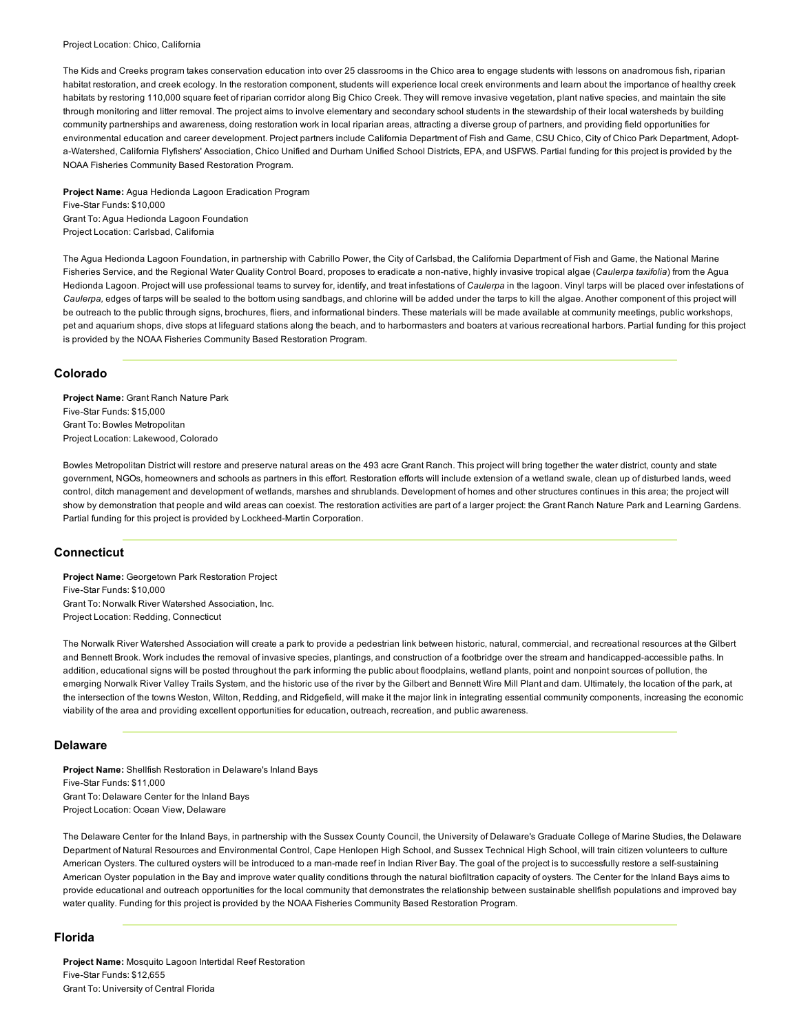Project Location: Chico, California

The Kids and Creeks program takes conservation education into over 25 classrooms in the Chico area to engage students with lessons on anadromous fish, riparian habitat restoration, and creek ecology. In the restoration component, students will experience local creek environments and learn about the importance of healthy creek habitats by restoring 110,000 square feet of riparian corridor along Big Chico Creek. They will remove invasive vegetation, plant native species, and maintain the site through monitoring and litter removal. The project aims to involve elementary and secondary school students in the stewardship of their local watersheds by building community partnerships and awareness, doing restoration work in local riparian areas, attracting a diverse group of partners, and providing field opportunities for environmental education and career development. Project partners include California Department of Fish and Game, CSU Chico, City of Chico Park Department, Adopt-a-Watershed, California Flyfishers' Association, Chico Unified and Durham Unified School Districts, EPA, and USFWS. Partial funding for this project is provided by the NOAA Fisheries Community Based Restoration Program.

**Project Name:** Agua Hedionda Lagoon Eradication Program
Five-Star Funds: $10,000
Grant To: Agua Hedionda Lagoon Foundation
Project Location: Carlsbad, California

The Agua Hedionda Lagoon Foundation, in partnership with Cabrillo Power, the City of Carlsbad, the California Department of Fish and Game, the National Marine Fisheries Service, and the Regional Water Quality Control Board, proposes to eradicate a non-native, highly invasive tropical algae (*Caulerpa taxifolia*) from the Agua Hedionda Lagoon. Project will use professional teams to survey for, identify, and treat infestations of *Caulerpa* in the lagoon. Vinyl tarps will be placed over infestations of *Caulerpa,* edges of tarps will be sealed to the bottom using sandbags, and chlorine will be added under the tarps to kill the algae. Another component of this project will be outreach to the public through signs, brochures, fliers, and informational binders. These materials will be made available at community meetings, public workshops, pet and aquarium shops, dive stops at lifeguard stations along the beach, and to harbormasters and boaters at various recreational harbors. Partial funding for this project is provided by the NOAA Fisheries Community Based Restoration Program.

## Colorado

**Project Name:** Grant Ranch Nature Park
Five-Star Funds: $15,000
Grant To: Bowles Metropolitan
Project Location: Lakewood, Colorado

Bowles Metropolitan District will restore and preserve natural areas on the 493 acre Grant Ranch. This project will bring together the water district, county and state government, NGOs, homeowners and schools as partners in this effort. Restoration efforts will include extension of a wetland swale, clean up of disturbed lands, weed control, ditch management and development of wetlands, marshes and shrublands. Development of homes and other structures continues in this area; the project will show by demonstration that people and wild areas can coexist. The restoration activities are part of a larger project: the Grant Ranch Nature Park and Learning Gardens. Partial funding for this project is provided by Lockheed-Martin Corporation.

## Connecticut

**Project Name:** Georgetown Park Restoration Project
Five-Star Funds: $10,000
Grant To: Norwalk River Watershed Association, Inc.
Project Location: Redding, Connecticut

The Norwalk River Watershed Association will create a park to provide a pedestrian link between historic, natural, commercial, and recreational resources at the Gilbert and Bennett Brook. Work includes the removal of invasive species, plantings, and construction of a footbridge over the stream and handicapped-accessible paths. In addition, educational signs will be posted throughout the park informing the public about floodplains, wetland plants, point and nonpoint sources of pollution, the emerging Norwalk River Valley Trails System, and the historic use of the river by the Gilbert and Bennett Wire Mill Plant and dam. Ultimately, the location of the park, at the intersection of the towns Weston, Wilton, Redding, and Ridgefield, will make it the major link in integrating essential community components, increasing the economic viability of the area and providing excellent opportunities for education, outreach, recreation, and public awareness.

## Delaware

**Project Name:** Shellfish Restoration in Delaware's Inland Bays
Five-Star Funds: $11,000
Grant To: Delaware Center for the Inland Bays
Project Location: Ocean View, Delaware

The Delaware Center for the Inland Bays, in partnership with the Sussex County Council, the University of Delaware's Graduate College of Marine Studies, the Delaware Department of Natural Resources and Environmental Control, Cape Henlopen High School, and Sussex Technical High School, will train citizen volunteers to culture American Oysters. The cultured oysters will be introduced to a man-made reef in Indian River Bay. The goal of the project is to successfully restore a self-sustaining American Oyster population in the Bay and improve water quality conditions through the natural biofiltration capacity of oysters. The Center for the Inland Bays aims to provide educational and outreach opportunities for the local community that demonstrates the relationship between sustainable shellfish populations and improved bay water quality. Funding for this project is provided by the NOAA Fisheries Community Based Restoration Program.

## Florida

**Project Name:** Mosquito Lagoon Intertidal Reef Restoration
Five-Star Funds: $12,655
Grant To: University of Central Florida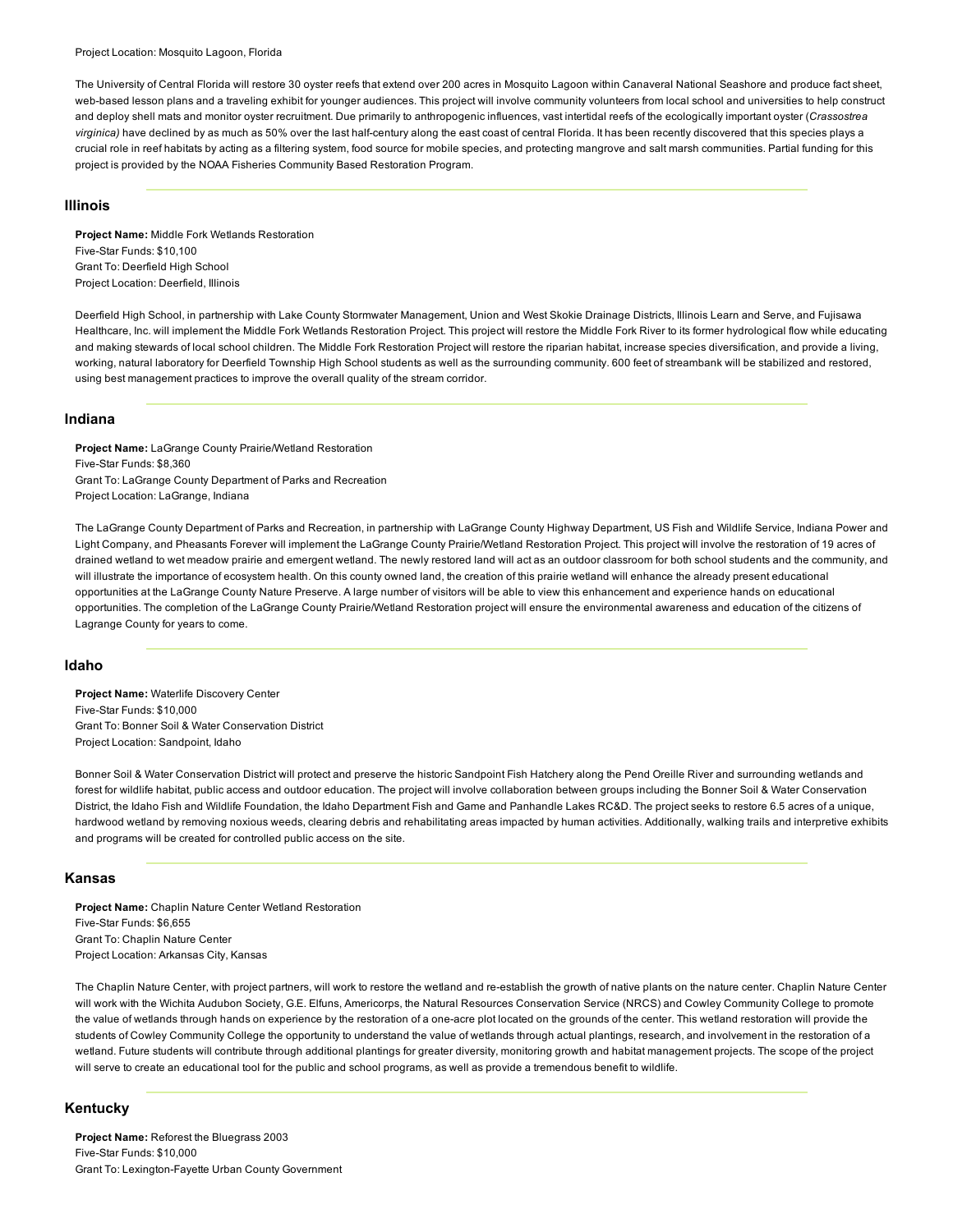Project Location: Mosquito Lagoon, Florida

The University of Central Florida will restore 30 oyster reefs that extend over 200 acres in Mosquito Lagoon within Canaveral National Seashore and produce fact sheet, web-based lesson plans and a traveling exhibit for younger audiences. This project will involve community volunteers from local school and universities to help construct and deploy shell mats and monitor oyster recruitment. Due primarily to anthropogenic influences, vast intertidal reefs of the ecologically important oyster (*Crassostrea virginica)* have declined by as much as 50% over the last half-century along the east coast of central Florida. It has been recently discovered that this species plays a crucial role in reef habitats by acting as a filtering system, food source for mobile species, and protecting mangrove and salt marsh communities. Partial funding for this project is provided by the NOAA Fisheries Community Based Restoration Program.

---

## Illinois

**Project Name:** Middle Fork Wetlands Restoration
Five-Star Funds: $10,100
Grant To: Deerfield High School
Project Location: Deerfield, Illinois

Deerfield High School, in partnership with Lake County Stormwater Management, Union and West Skokie Drainage Districts, Illinois Learn and Serve, and Fujisawa Healthcare, Inc. will implement the Middle Fork Wetlands Restoration Project. This project will restore the Middle Fork River to its former hydrological flow while educating and making stewards of local school children. The Middle Fork Restoration Project will restore the riparian habitat, increase species diversification, and provide a living, working, natural laboratory for Deerfield Township High School students as well as the surrounding community. 600 feet of streambank will be stabilized and restored, using best management practices to improve the overall quality of the stream corridor.

---

## Indiana

**Project Name:** LaGrange County Prairie/Wetland Restoration
Five-Star Funds: $8,360
Grant To: LaGrange County Department of Parks and Recreation
Project Location: LaGrange, Indiana

The LaGrange County Department of Parks and Recreation, in partnership with LaGrange County Highway Department, US Fish and Wildlife Service, Indiana Power and Light Company, and Pheasants Forever will implement the LaGrange County Prairie/Wetland Restoration Project. This project will involve the restoration of 19 acres of drained wetland to wet meadow prairie and emergent wetland. The newly restored land will act as an outdoor classroom for both school students and the community, and will illustrate the importance of ecosystem health. On this county owned land, the creation of this prairie wetland will enhance the already present educational opportunities at the LaGrange County Nature Preserve. A large number of visitors will be able to view this enhancement and experience hands on educational opportunities. The completion of the LaGrange County Prairie/Wetland Restoration project will ensure the environmental awareness and education of the citizens of Lagrange County for years to come.

---

## Idaho

**Project Name:** Waterlife Discovery Center
Five-Star Funds: $10,000
Grant To: Bonner Soil & Water Conservation District
Project Location: Sandpoint, Idaho

Bonner Soil & Water Conservation District will protect and preserve the historic Sandpoint Fish Hatchery along the Pend Oreille River and surrounding wetlands and forest for wildlife habitat, public access and outdoor education. The project will involve collaboration between groups including the Bonner Soil & Water Conservation District, the Idaho Fish and Wildlife Foundation, the Idaho Department Fish and Game and Panhandle Lakes RC&D. The project seeks to restore 6.5 acres of a unique, hardwood wetland by removing noxious weeds, clearing debris and rehabilitating areas impacted by human activities. Additionally, walking trails and interpretive exhibits and programs will be created for controlled public access on the site.

---

## Kansas

**Project Name:** Chaplin Nature Center Wetland Restoration
Five-Star Funds: $6,655
Grant To: Chaplin Nature Center
Project Location: Arkansas City, Kansas

The Chaplin Nature Center, with project partners, will work to restore the wetland and re-establish the growth of native plants on the nature center. Chaplin Nature Center will work with the Wichita Audubon Society, G.E. Elfuns, Americorps, the Natural Resources Conservation Service (NRCS) and Cowley Community College to promote the value of wetlands through hands on experience by the restoration of a one-acre plot located on the grounds of the center. This wetland restoration will provide the students of Cowley Community College the opportunity to understand the value of wetlands through actual plantings, research, and involvement in the restoration of a wetland. Future students will contribute through additional plantings for greater diversity, monitoring growth and habitat management projects. The scope of the project will serve to create an educational tool for the public and school programs, as well as provide a tremendous benefit to wildlife.

---

## Kentucky

**Project Name:** Reforest the Bluegrass 2003
Five-Star Funds: $10,000
Grant To: Lexington-Fayette Urban County Government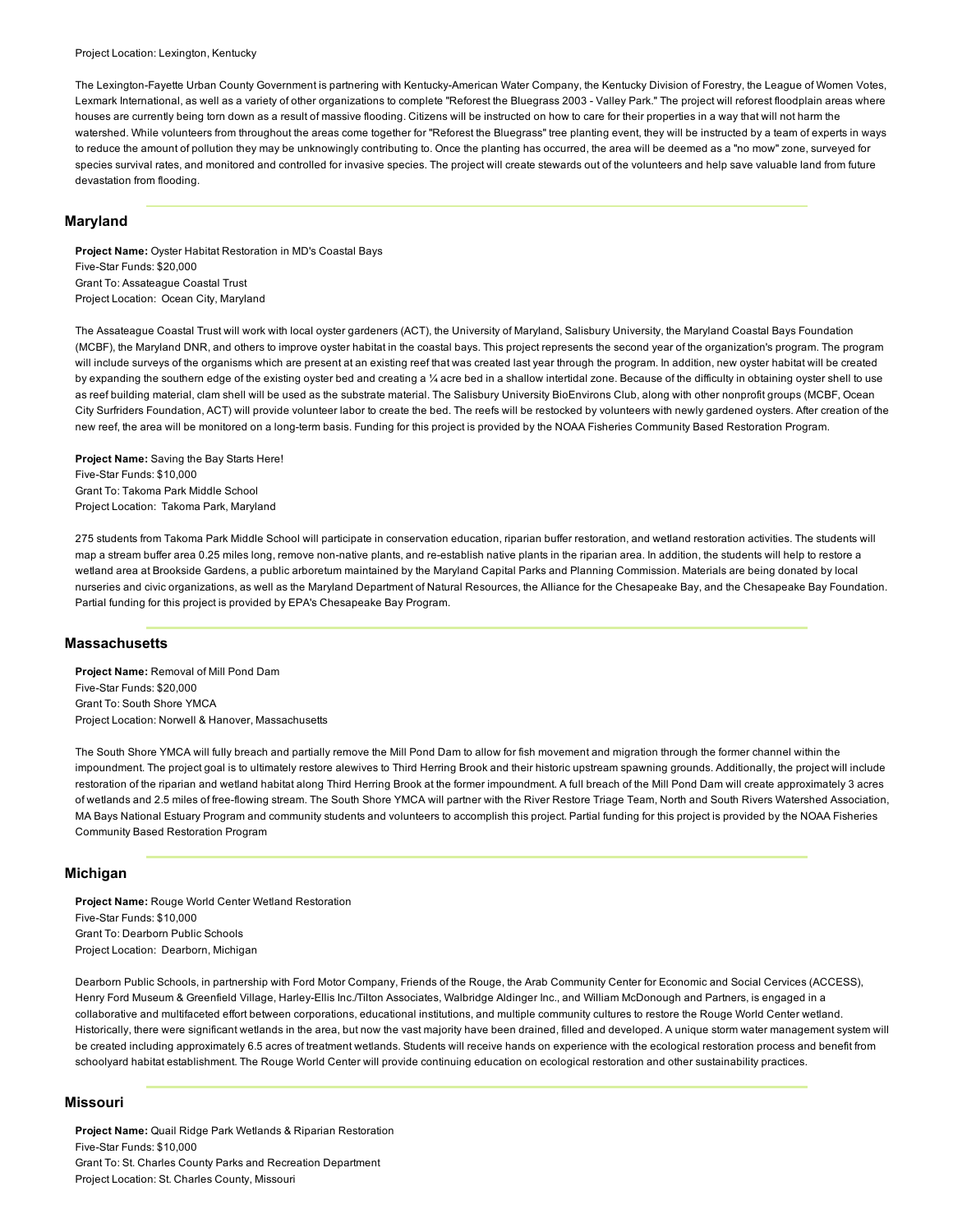Project Location: Lexington, Kentucky

The Lexington-Fayette Urban County Government is partnering with Kentucky-American Water Company, the Kentucky Division of Forestry, the League of Women Votes, Lexmark International, as well as a variety of other organizations to complete "Reforest the Bluegrass 2003 - Valley Park." The project will reforest floodplain areas where houses are currently being torn down as a result of massive flooding. Citizens will be instructed on how to care for their properties in a way that will not harm the watershed. While volunteers from throughout the areas come together for "Reforest the Bluegrass" tree planting event, they will be instructed by a team of experts in ways to reduce the amount of pollution they may be unknowingly contributing to. Once the planting has occurred, the area will be deemed as a "no mow" zone, surveyed for species survival rates, and monitored and controlled for invasive species. The project will create stewards out of the volunteers and help save valuable land from future devastation from flooding.

## Maryland

**Project Name:** Oyster Habitat Restoration in MD's Coastal Bays
Five-Star Funds: $20,000
Grant To: Assateague Coastal Trust
Project Location: Ocean City, Maryland

The Assateague Coastal Trust will work with local oyster gardeners (ACT), the University of Maryland, Salisbury University, the Maryland Coastal Bays Foundation (MCBF), the Maryland DNR, and others to improve oyster habitat in the coastal bays. This project represents the second year of the organization's program. The program will include surveys of the organisms which are present at an existing reef that was created last year through the program. In addition, new oyster habitat will be created by expanding the southern edge of the existing oyster bed and creating a ¼ acre bed in a shallow intertidal zone. Because of the difficulty in obtaining oyster shell to use as reef building material, clam shell will be used as the substrate material. The Salisbury University BioEnvirons Club, along with other nonprofit groups (MCBF, Ocean City Surfriders Foundation, ACT) will provide volunteer labor to create the bed. The reefs will be restocked by volunteers with newly gardened oysters. After creation of the new reef, the area will be monitored on a long-term basis. Funding for this project is provided by the NOAA Fisheries Community Based Restoration Program.

**Project Name:** Saving the Bay Starts Here!
Five-Star Funds: $10,000
Grant To: Takoma Park Middle School
Project Location: Takoma Park, Maryland

275 students from Takoma Park Middle School will participate in conservation education, riparian buffer restoration, and wetland restoration activities. The students will map a stream buffer area 0.25 miles long, remove non-native plants, and re-establish native plants in the riparian area. In addition, the students will help to restore a wetland area at Brookside Gardens, a public arboretum maintained by the Maryland Capital Parks and Planning Commission. Materials are being donated by local nurseries and civic organizations, as well as the Maryland Department of Natural Resources, the Alliance for the Chesapeake Bay, and the Chesapeake Bay Foundation. Partial funding for this project is provided by EPA's Chesapeake Bay Program.

## Massachusetts

**Project Name:** Removal of Mill Pond Dam
Five-Star Funds: $20,000
Grant To: South Shore YMCA
Project Location: Norwell & Hanover, Massachusetts

The South Shore YMCA will fully breach and partially remove the Mill Pond Dam to allow for fish movement and migration through the former channel within the impoundment. The project goal is to ultimately restore alewives to Third Herring Brook and their historic upstream spawning grounds. Additionally, the project will include restoration of the riparian and wetland habitat along Third Herring Brook at the former impoundment. A full breach of the Mill Pond Dam will create approximately 3 acres of wetlands and 2.5 miles of free-flowing stream. The South Shore YMCA will partner with the River Restore Triage Team, North and South Rivers Watershed Association, MA Bays National Estuary Program and community students and volunteers to accomplish this project. Partial funding for this project is provided by the NOAA Fisheries Community Based Restoration Program

## Michigan

**Project Name:** Rouge World Center Wetland Restoration
Five-Star Funds: $10,000
Grant To: Dearborn Public Schools
Project Location: Dearborn, Michigan

Dearborn Public Schools, in partnership with Ford Motor Company, Friends of the Rouge, the Arab Community Center for Economic and Social Cervices (ACCESS), Henry Ford Museum & Greenfield Village, Harley-Ellis Inc./Tilton Associates, Walbridge Aldinger Inc., and William McDonough and Partners, is engaged in a collaborative and multifaceted effort between corporations, educational institutions, and multiple community cultures to restore the Rouge World Center wetland. Historically, there were significant wetlands in the area, but now the vast majority have been drained, filled and developed. A unique storm water management system will be created including approximately 6.5 acres of treatment wetlands. Students will receive hands on experience with the ecological restoration process and benefit from schoolyard habitat establishment. The Rouge World Center will provide continuing education on ecological restoration and other sustainability practices.

## Missouri

**Project Name:** Quail Ridge Park Wetlands & Riparian Restoration
Five-Star Funds: $10,000
Grant To: St. Charles County Parks and Recreation Department
Project Location: St. Charles County, Missouri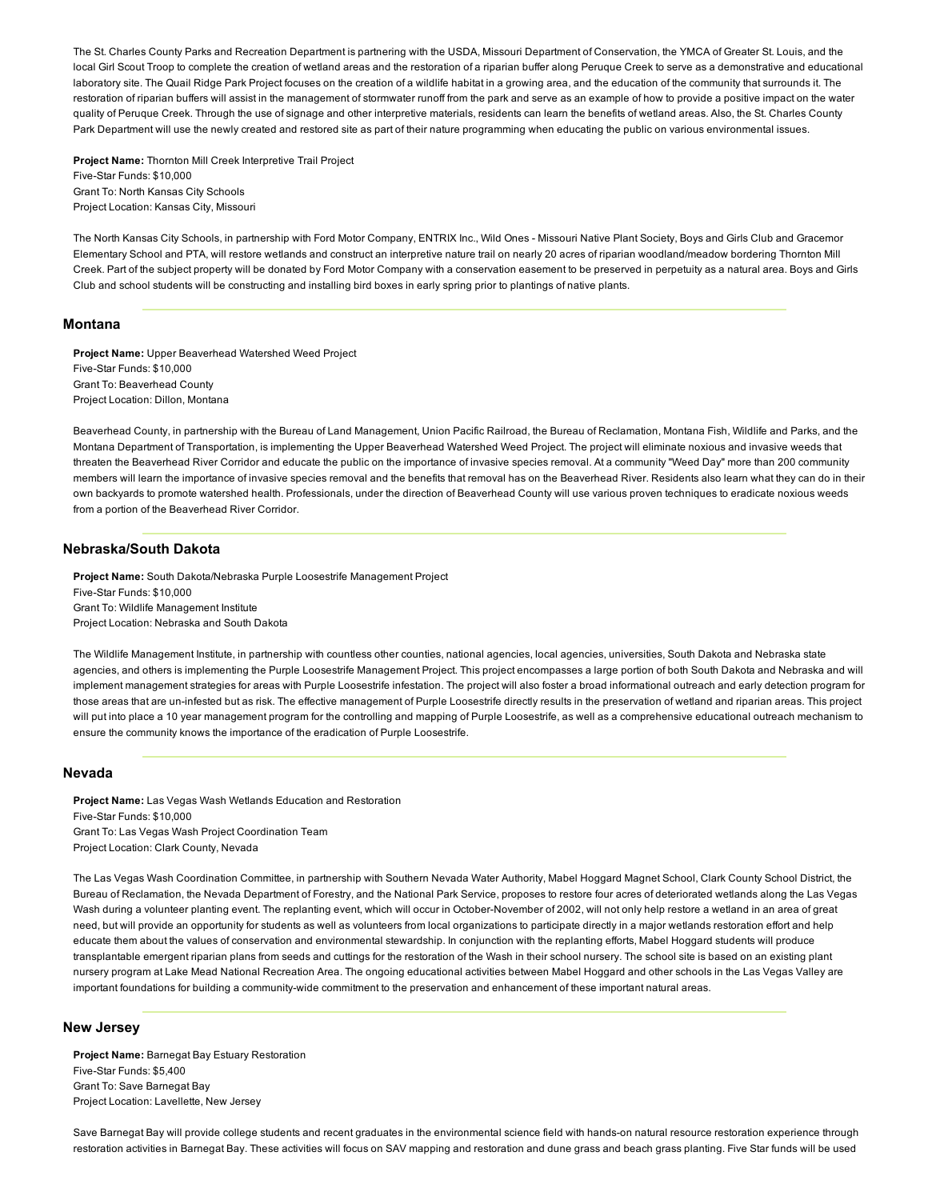The St. Charles County Parks and Recreation Department is partnering with the USDA, Missouri Department of Conservation, the YMCA of Greater St. Louis, and the local Girl Scout Troop to complete the creation of wetland areas and the restoration of a riparian buffer along Peruque Creek to serve as a demonstrative and educational laboratory site. The Quail Ridge Park Project focuses on the creation of a wildlife habitat in a growing area, and the education of the community that surrounds it. The restoration of riparian buffers will assist in the management of stormwater runoff from the park and serve as an example of how to provide a positive impact on the water quality of Peruque Creek. Through the use of signage and other interpretive materials, residents can learn the benefits of wetland areas. Also, the St. Charles County Park Department will use the newly created and restored site as part of their nature programming when educating the public on various environmental issues.

**Project Name:** Thornton Mill Creek Interpretive Trail Project
Five-Star Funds: $10,000
Grant To: North Kansas City Schools
Project Location: Kansas City, Missouri

The North Kansas City Schools, in partnership with Ford Motor Company, ENTRIX Inc., Wild Ones - Missouri Native Plant Society, Boys and Girls Club and Gracemor Elementary School and PTA, will restore wetlands and construct an interpretive nature trail on nearly 20 acres of riparian woodland/meadow bordering Thornton Mill Creek. Part of the subject property will be donated by Ford Motor Company with a conservation easement to be preserved in perpetuity as a natural area. Boys and Girls Club and school students will be constructing and installing bird boxes in early spring prior to plantings of native plants.

---

## Montana

**Project Name:** Upper Beaverhead Watershed Weed Project
Five-Star Funds: $10,000
Grant To: Beaverhead County
Project Location: Dillon, Montana

Beaverhead County, in partnership with the Bureau of Land Management, Union Pacific Railroad, the Bureau of Reclamation, Montana Fish, Wildlife and Parks, and the Montana Department of Transportation, is implementing the Upper Beaverhead Watershed Weed Project. The project will eliminate noxious and invasive weeds that threaten the Beaverhead River Corridor and educate the public on the importance of invasive species removal. At a community "Weed Day" more than 200 community members will learn the importance of invasive species removal and the benefits that removal has on the Beaverhead River. Residents also learn what they can do in their own backyards to promote watershed health. Professionals, under the direction of Beaverhead County will use various proven techniques to eradicate noxious weeds from a portion of the Beaverhead River Corridor.

---

## Nebraska/South Dakota

**Project Name:** South Dakota/Nebraska Purple Loosestrife Management Project
Five-Star Funds: $10,000
Grant To: Wildlife Management Institute
Project Location: Nebraska and South Dakota

The Wildlife Management Institute, in partnership with countless other counties, national agencies, local agencies, universities, South Dakota and Nebraska state agencies, and others is implementing the Purple Loosestrife Management Project. This project encompasses a large portion of both South Dakota and Nebraska and will implement management strategies for areas with Purple Loosestrife infestation. The project will also foster a broad informational outreach and early detection program for those areas that are un-infested but as risk. The effective management of Purple Loosestrife directly results in the preservation of wetland and riparian areas. This project will put into place a 10 year management program for the controlling and mapping of Purple Loosestrife, as well as a comprehensive educational outreach mechanism to ensure the community knows the importance of the eradication of Purple Loosestrife.

---

## Nevada

**Project Name:** Las Vegas Wash Wetlands Education and Restoration
Five-Star Funds: $10,000
Grant To: Las Vegas Wash Project Coordination Team
Project Location: Clark County, Nevada

The Las Vegas Wash Coordination Committee, in partnership with Southern Nevada Water Authority, Mabel Hoggard Magnet School, Clark County School District, the Bureau of Reclamation, the Nevada Department of Forestry, and the National Park Service, proposes to restore four acres of deteriorated wetlands along the Las Vegas Wash during a volunteer planting event. The replanting event, which will occur in October-November of 2002, will not only help restore a wetland in an area of great need, but will provide an opportunity for students as well as volunteers from local organizations to participate directly in a major wetlands restoration effort and help educate them about the values of conservation and environmental stewardship. In conjunction with the replanting efforts, Mabel Hoggard students will produce transplantable emergent riparian plans from seeds and cuttings for the restoration of the Wash in their school nursery. The school site is based on an existing plant nursery program at Lake Mead National Recreation Area. The ongoing educational activities between Mabel Hoggard and other schools in the Las Vegas Valley are important foundations for building a community-wide commitment to the preservation and enhancement of these important natural areas.

---

## New Jersey

**Project Name:** Barnegat Bay Estuary Restoration
Five-Star Funds: $5,400
Grant To: Save Barnegat Bay
Project Location: Lavellette, New Jersey

Save Barnegat Bay will provide college students and recent graduates in the environmental science field with hands-on natural resource restoration experience through restoration activities in Barnegat Bay. These activities will focus on SAV mapping and restoration and dune grass and beach grass planting. Five Star funds will be used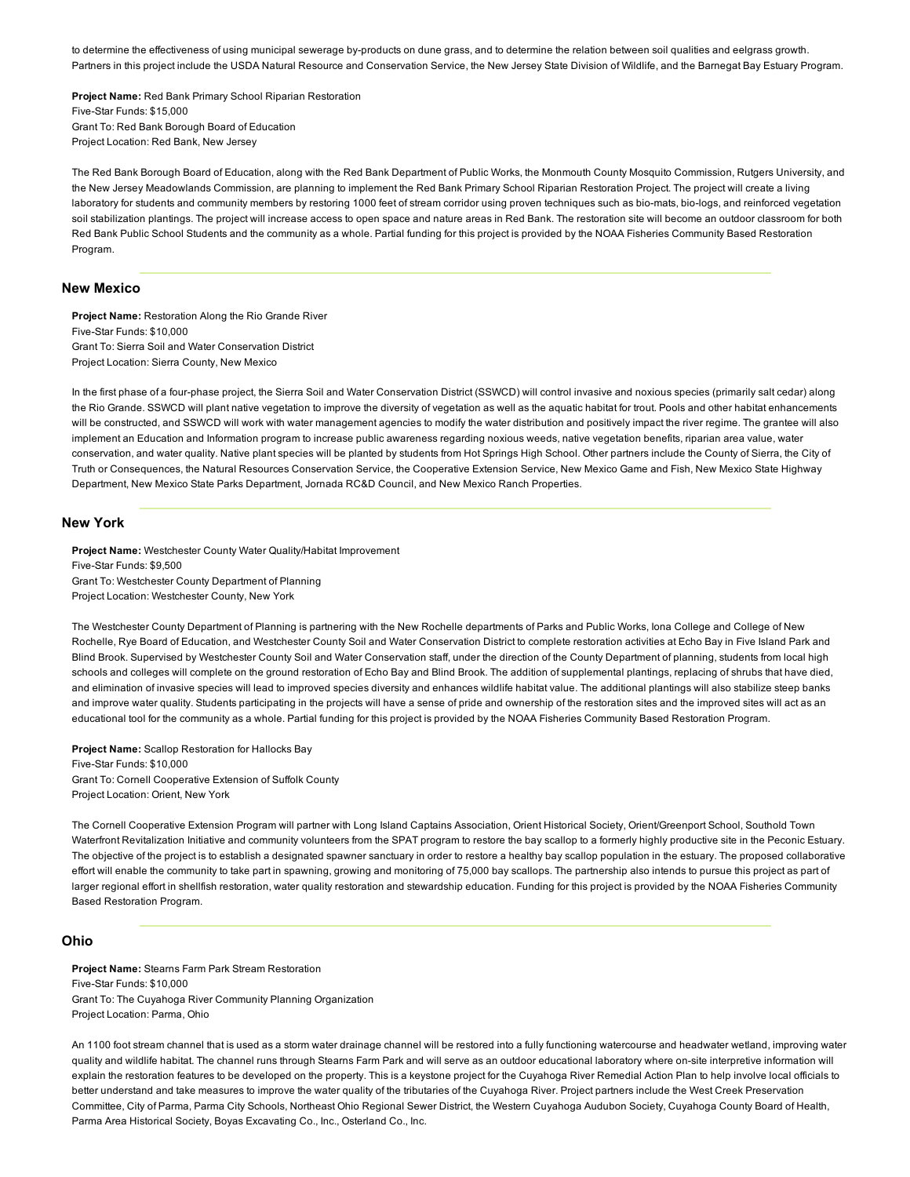to determine the effectiveness of using municipal sewerage by-products on dune grass, and to determine the relation between soil qualities and eelgrass growth. Partners in this project include the USDA Natural Resource and Conservation Service, the New Jersey State Division of Wildlife, and the Barnegat Bay Estuary Program.

**Project Name:** Red Bank Primary School Riparian Restoration
Five-Star Funds: $15,000
Grant To: Red Bank Borough Board of Education
Project Location: Red Bank, New Jersey

The Red Bank Borough Board of Education, along with the Red Bank Department of Public Works, the Monmouth County Mosquito Commission, Rutgers University, and the New Jersey Meadowlands Commission, are planning to implement the Red Bank Primary School Riparian Restoration Project. The project will create a living laboratory for students and community members by restoring 1000 feet of stream corridor using proven techniques such as bio-mats, bio-logs, and reinforced vegetation soil stabilization plantings. The project will increase access to open space and nature areas in Red Bank. The restoration site will become an outdoor classroom for both Red Bank Public School Students and the community as a whole. Partial funding for this project is provided by the NOAA Fisheries Community Based Restoration Program.

## New Mexico

**Project Name:** Restoration Along the Rio Grande River
Five-Star Funds: $10,000
Grant To: Sierra Soil and Water Conservation District
Project Location: Sierra County, New Mexico

In the first phase of a four-phase project, the Sierra Soil and Water Conservation District (SSWCD) will control invasive and noxious species (primarily salt cedar) along the Rio Grande. SSWCD will plant native vegetation to improve the diversity of vegetation as well as the aquatic habitat for trout. Pools and other habitat enhancements will be constructed, and SSWCD will work with water management agencies to modify the water distribution and positively impact the river regime. The grantee will also implement an Education and Information program to increase public awareness regarding noxious weeds, native vegetation benefits, riparian area value, water conservation, and water quality. Native plant species will be planted by students from Hot Springs High School. Other partners include the County of Sierra, the City of Truth or Consequences, the Natural Resources Conservation Service, the Cooperative Extension Service, New Mexico Game and Fish, New Mexico State Highway Department, New Mexico State Parks Department, Jornada RC&D Council, and New Mexico Ranch Properties.

## New York

**Project Name:** Westchester County Water Quality/Habitat Improvement
Five-Star Funds: $9,500
Grant To: Westchester County Department of Planning
Project Location: Westchester County, New York

The Westchester County Department of Planning is partnering with the New Rochelle departments of Parks and Public Works, Iona College and College of New Rochelle, Rye Board of Education, and Westchester County Soil and Water Conservation District to complete restoration activities at Echo Bay in Five Island Park and Blind Brook. Supervised by Westchester County Soil and Water Conservation staff, under the direction of the County Department of planning, students from local high schools and colleges will complete on the ground restoration of Echo Bay and Blind Brook. The addition of supplemental plantings, replacing of shrubs that have died, and elimination of invasive species will lead to improved species diversity and enhances wildlife habitat value. The additional plantings will also stabilize steep banks and improve water quality. Students participating in the projects will have a sense of pride and ownership of the restoration sites and the improved sites will act as an educational tool for the community as a whole. Partial funding for this project is provided by the NOAA Fisheries Community Based Restoration Program.

**Project Name:** Scallop Restoration for Hallocks Bay
Five-Star Funds: $10,000
Grant To: Cornell Cooperative Extension of Suffolk County
Project Location: Orient, New York

The Cornell Cooperative Extension Program will partner with Long Island Captains Association, Orient Historical Society, Orient/Greenport School, Southold Town Waterfront Revitalization Initiative and community volunteers from the SPAT program to restore the bay scallop to a formerly highly productive site in the Peconic Estuary. The objective of the project is to establish a designated spawner sanctuary in order to restore a healthy bay scallop population in the estuary. The proposed collaborative effort will enable the community to take part in spawning, growing and monitoring of 75,000 bay scallops. The partnership also intends to pursue this project as part of larger regional effort in shellfish restoration, water quality restoration and stewardship education. Funding for this project is provided by the NOAA Fisheries Community Based Restoration Program.

## Ohio

**Project Name:** Stearns Farm Park Stream Restoration
Five-Star Funds: $10,000
Grant To: The Cuyahoga River Community Planning Organization
Project Location: Parma, Ohio

An 1100 foot stream channel that is used as a storm water drainage channel will be restored into a fully functioning watercourse and headwater wetland, improving water quality and wildlife habitat. The channel runs through Stearns Farm Park and will serve as an outdoor educational laboratory where on-site interpretive information will explain the restoration features to be developed on the property. This is a keystone project for the Cuyahoga River Remedial Action Plan to help involve local officials to better understand and take measures to improve the water quality of the tributaries of the Cuyahoga River. Project partners include the West Creek Preservation Committee, City of Parma, Parma City Schools, Northeast Ohio Regional Sewer District, the Western Cuyahoga Audubon Society, Cuyahoga County Board of Health, Parma Area Historical Society, Boyas Excavating Co., Inc., Osterland Co., Inc.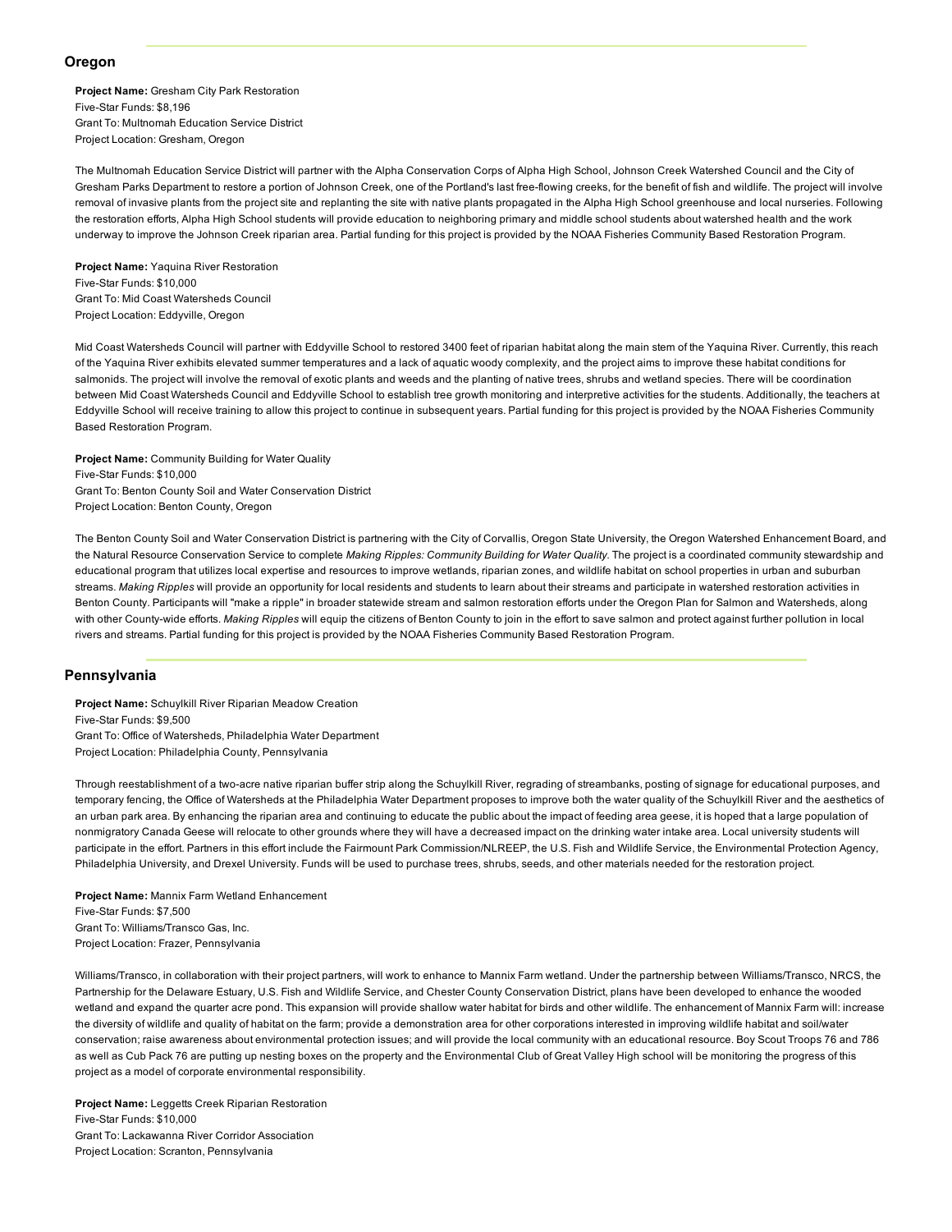## Oregon

**Project Name:** Gresham City Park Restoration
Five-Star Funds: $8,196
Grant To: Multnomah Education Service District
Project Location: Gresham, Oregon

The Multnomah Education Service District will partner with the Alpha Conservation Corps of Alpha High School, Johnson Creek Watershed Council and the City of Gresham Parks Department to restore a portion of Johnson Creek, one of the Portland's last free-flowing creeks, for the benefit of fish and wildlife. The project will involve removal of invasive plants from the project site and replanting the site with native plants propagated in the Alpha High School greenhouse and local nurseries. Following the restoration efforts, Alpha High School students will provide education to neighboring primary and middle school students about watershed health and the work underway to improve the Johnson Creek riparian area. Partial funding for this project is provided by the NOAA Fisheries Community Based Restoration Program.

**Project Name:** Yaquina River Restoration
Five-Star Funds: $10,000
Grant To: Mid Coast Watersheds Council
Project Location: Eddyville, Oregon

Mid Coast Watersheds Council will partner with Eddyville School to restored 3400 feet of riparian habitat along the main stem of the Yaquina River. Currently, this reach of the Yaquina River exhibits elevated summer temperatures and a lack of aquatic woody complexity, and the project aims to improve these habitat conditions for salmonids. The project will involve the removal of exotic plants and weeds and the planting of native trees, shrubs and wetland species. There will be coordination between Mid Coast Watersheds Council and Eddyville School to establish tree growth monitoring and interpretive activities for the students. Additionally, the teachers at Eddyville School will receive training to allow this project to continue in subsequent years. Partial funding for this project is provided by the NOAA Fisheries Community Based Restoration Program.

**Project Name:** Community Building for Water Quality
Five-Star Funds: $10,000
Grant To: Benton County Soil and Water Conservation District
Project Location: Benton County, Oregon

The Benton County Soil and Water Conservation District is partnering with the City of Corvallis, Oregon State University, the Oregon Watershed Enhancement Board, and the Natural Resource Conservation Service to complete *Making Ripples: Community Building for Water Quality*. The project is a coordinated community stewardship and educational program that utilizes local expertise and resources to improve wetlands, riparian zones, and wildlife habitat on school properties in urban and suburban streams. *Making Ripples* will provide an opportunity for local residents and students to learn about their streams and participate in watershed restoration activities in Benton County. Participants will "make a ripple" in broader statewide stream and salmon restoration efforts under the Oregon Plan for Salmon and Watersheds, along with other County-wide efforts. *Making Ripples* will equip the citizens of Benton County to join in the effort to save salmon and protect against further pollution in local rivers and streams. Partial funding for this project is provided by the NOAA Fisheries Community Based Restoration Program.

## Pennsylvania

**Project Name:** Schuylkill River Riparian Meadow Creation
Five-Star Funds: $9,500
Grant To: Office of Watersheds, Philadelphia Water Department
Project Location: Philadelphia County, Pennsylvania

Through reestablishment of a two-acre native riparian buffer strip along the Schuylkill River, regrading of streambanks, posting of signage for educational purposes, and temporary fencing, the Office of Watersheds at the Philadelphia Water Department proposes to improve both the water quality of the Schuylkill River and the aesthetics of an urban park area. By enhancing the riparian area and continuing to educate the public about the impact of feeding area geese, it is hoped that a large population of nonmigratory Canada Geese will relocate to other grounds where they will have a decreased impact on the drinking water intake area. Local university students will participate in the effort. Partners in this effort include the Fairmount Park Commission/NLREEP, the U.S. Fish and Wildlife Service, the Environmental Protection Agency, Philadelphia University, and Drexel University. Funds will be used to purchase trees, shrubs, seeds, and other materials needed for the restoration project.

**Project Name:** Mannix Farm Wetland Enhancement
Five-Star Funds: $7,500
Grant To: Williams/Transco Gas, Inc.
Project Location: Frazer, Pennsylvania

Williams/Transco, in collaboration with their project partners, will work to enhance to Mannix Farm wetland. Under the partnership between Williams/Transco, NRCS, the Partnership for the Delaware Estuary, U.S. Fish and Wildlife Service, and Chester County Conservation District, plans have been developed to enhance the wooded wetland and expand the quarter acre pond. This expansion will provide shallow water habitat for birds and other wildlife. The enhancement of Mannix Farm will: increase the diversity of wildlife and quality of habitat on the farm; provide a demonstration area for other corporations interested in improving wildlife habitat and soil/water conservation; raise awareness about environmental protection issues; and will provide the local community with an educational resource. Boy Scout Troops 76 and 786 as well as Cub Pack 76 are putting up nesting boxes on the property and the Environmental Club of Great Valley High school will be monitoring the progress of this project as a model of corporate environmental responsibility.

**Project Name:** Leggetts Creek Riparian Restoration
Five-Star Funds: $10,000
Grant To: Lackawanna River Corridor Association
Project Location: Scranton, Pennsylvania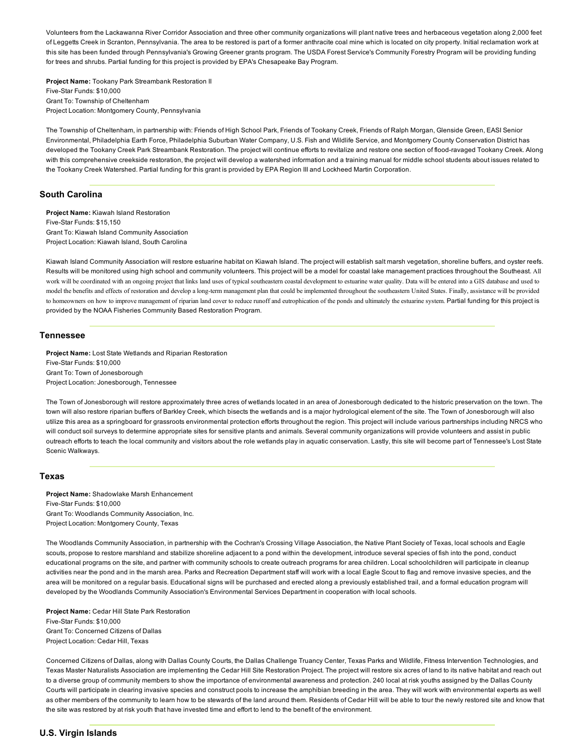Volunteers from the Lackawanna River Corridor Association and three other community organizations will plant native trees and herbaceous vegetation along 2,000 feet of Leggetts Creek in Scranton, Pennsylvania. The area to be restored is part of a former anthracite coal mine which is located on city property. Initial reclamation work at this site has been funded through Pennsylvania's Growing Greener grants program. The USDA Forest Service's Community Forestry Program will be providing funding for trees and shrubs. Partial funding for this project is provided by EPA's Chesapeake Bay Program.

**Project Name:** Tookany Park Streambank Restoration II
Five-Star Funds: $10,000
Grant To: Township of Cheltenham
Project Location: Montgomery County, Pennsylvania

The Township of Cheltenham, in partnership with: Friends of High School Park, Friends of Tookany Creek, Friends of Ralph Morgan, Glenside Green, EASI Senior Environmental, Philadelphia Earth Force, Philadelphia Suburban Water Company, U.S. Fish and Wildlife Service, and Montgomery County Conservation District has developed the Tookany Creek Park Streambank Restoration. The project will continue efforts to revitalize and restore one section of flood-ravaged Tookany Creek. Along with this comprehensive creekside restoration, the project will develop a watershed information and a training manual for middle school students about issues related to the Tookany Creek Watershed. Partial funding for this grant is provided by EPA Region III and Lockheed Martin Corporation.

## South Carolina

**Project Name:** Kiawah Island Restoration
Five-Star Funds: $15,150
Grant To: Kiawah Island Community Association
Project Location: Kiawah Island, South Carolina

Kiawah Island Community Association will restore estuarine habitat on Kiawah Island. The project will establish salt marsh vegetation, shoreline buffers, and oyster reefs. Results will be monitored using high school and community volunteers. This project will be a model for coastal lake management practices throughout the Southeast. All work will be coordinated with an ongoing project that links land uses of typical southeastern coastal development to estuarine water quality. Data will be entered into a GIS database and used to model the benefits and effects of restoration and develop a long-term management plan that could be implemented throughout the southeastern United States. Finally, assistance will be provided to homeowners on how to improve management of riparian land cover to reduce runoff and eutrophication of the ponds and ultimately the estuarine system. Partial funding for this project is provided by the NOAA Fisheries Community Based Restoration Program.

## Tennessee

**Project Name:** Lost State Wetlands and Riparian Restoration
Five-Star Funds: $10,000
Grant To: Town of Jonesborough
Project Location: Jonesborough, Tennessee

The Town of Jonesborough will restore approximately three acres of wetlands located in an area of Jonesborough dedicated to the historic preservation on the town. The town will also restore riparian buffers of Barkley Creek, which bisects the wetlands and is a major hydrological element of the site. The Town of Jonesborough will also utilize this area as a springboard for grassroots environmental protection efforts throughout the region. This project will include various partnerships including NRCS who will conduct soil surveys to determine appropriate sites for sensitive plants and animals. Several community organizations will provide volunteers and assist in public outreach efforts to teach the local community and visitors about the role wetlands play in aquatic conservation. Lastly, this site will become part of Tennessee's Lost State Scenic Walkways.

## Texas

**Project Name:** Shadowlake Marsh Enhancement
Five-Star Funds: $10,000
Grant To: Woodlands Community Association, Inc.
Project Location: Montgomery County, Texas

The Woodlands Community Association, in partnership with the Cochran's Crossing Village Association, the Native Plant Society of Texas, local schools and Eagle scouts, propose to restore marshland and stabilize shoreline adjacent to a pond within the development, introduce several species of fish into the pond, conduct educational programs on the site, and partner with community schools to create outreach programs for area children. Local schoolchildren will participate in cleanup activities near the pond and in the marsh area. Parks and Recreation Department staff will work with a local Eagle Scout to flag and remove invasive species, and the area will be monitored on a regular basis. Educational signs will be purchased and erected along a previously established trail, and a formal education program will developed by the Woodlands Community Association's Environmental Services Department in cooperation with local schools.

**Project Name:** Cedar Hill State Park Restoration
Five-Star Funds: $10,000
Grant To: Concerned Citizens of Dallas
Project Location: Cedar Hill, Texas

Concerned Citizens of Dallas, along with Dallas County Courts, the Dallas Challenge Truancy Center, Texas Parks and Wildlife, Fitness Intervention Technologies, and Texas Master Naturalists Association are implementing the Cedar Hill Site Restoration Project. The project will restore six acres of land to its native habitat and reach out to a diverse group of community members to show the importance of environmental awareness and protection. 240 local at risk youths assigned by the Dallas County Courts will participate in clearing invasive species and construct pools to increase the amphibian breeding in the area. They will work with environmental experts as well as other members of the community to learn how to be stewards of the land around them. Residents of Cedar Hill will be able to tour the newly restored site and know that the site was restored by at risk youth that have invested time and effort to lend to the benefit of the environment.

## U.S. Virgin Islands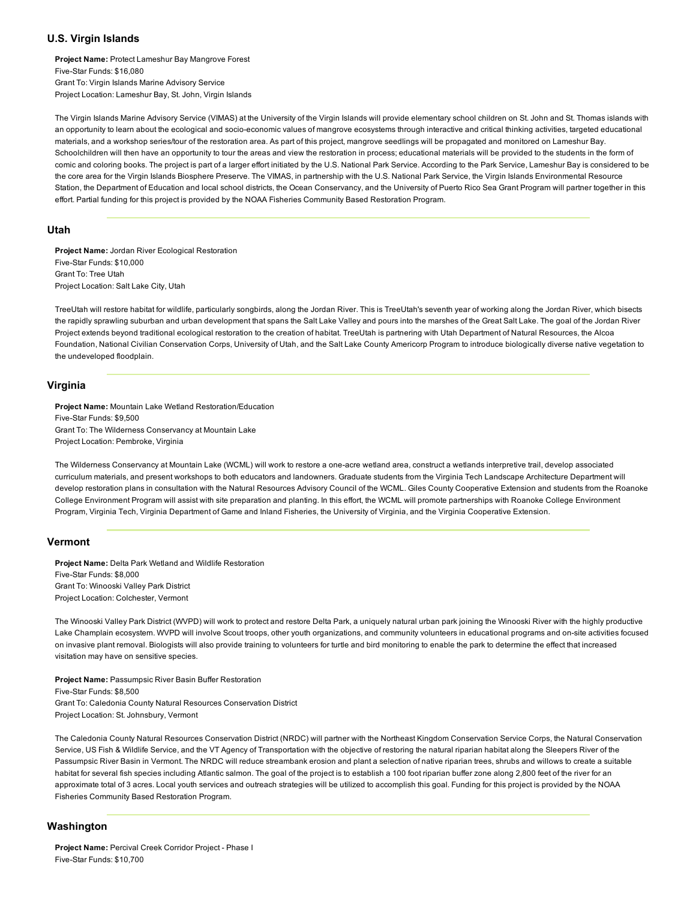## U.S. Virgin Islands

**Project Name:** Protect Lameshur Bay Mangrove Forest
Five-Star Funds: $16,080
Grant To: Virgin Islands Marine Advisory Service
Project Location: Lameshur Bay, St. John, Virgin Islands

The Virgin Islands Marine Advisory Service (VIMAS) at the University of the Virgin Islands will provide elementary school children on St. John and St. Thomas islands with an opportunity to learn about the ecological and socio-economic values of mangrove ecosystems through interactive and critical thinking activities, targeted educational materials, and a workshop series/tour of the restoration area. As part of this project, mangrove seedlings will be propagated and monitored on Lameshur Bay. Schoolchildren will then have an opportunity to tour the areas and view the restoration in process; educational materials will be provided to the students in the form of comic and coloring books. The project is part of a larger effort initiated by the U.S. National Park Service. According to the Park Service, Lameshur Bay is considered to be the core area for the Virgin Islands Biosphere Preserve. The VIMAS, in partnership with the U.S. National Park Service, the Virgin Islands Environmental Resource Station, the Department of Education and local school districts, the Ocean Conservancy, and the University of Puerto Rico Sea Grant Program will partner together in this effort. Partial funding for this project is provided by the NOAA Fisheries Community Based Restoration Program.

---

## Utah

**Project Name:** Jordan River Ecological Restoration
Five-Star Funds: $10,000
Grant To: Tree Utah
Project Location: Salt Lake City, Utah

TreeUtah will restore habitat for wildlife, particularly songbirds, along the Jordan River. This is TreeUtah's seventh year of working along the Jordan River, which bisects the rapidly sprawling suburban and urban development that spans the Salt Lake Valley and pours into the marshes of the Great Salt Lake. The goal of the Jordan River Project extends beyond traditional ecological restoration to the creation of habitat. TreeUtah is partnering with Utah Department of Natural Resources, the Alcoa Foundation, National Civilian Conservation Corps, University of Utah, and the Salt Lake County Americorp Program to introduce biologically diverse native vegetation to the undeveloped floodplain.

---

## Virginia

**Project Name:** Mountain Lake Wetland Restoration/Education
Five-Star Funds: $9,500
Grant To: The Wilderness Conservancy at Mountain Lake
Project Location: Pembroke, Virginia

The Wilderness Conservancy at Mountain Lake (WCML) will work to restore a one-acre wetland area, construct a wetlands interpretive trail, develop associated curriculum materials, and present workshops to both educators and landowners. Graduate students from the Virginia Tech Landscape Architecture Department will develop restoration plans in consultation with the Natural Resources Advisory Council of the WCML. Giles County Cooperative Extension and students from the Roanoke College Environment Program will assist with site preparation and planting. In this effort, the WCML will promote partnerships with Roanoke College Environment Program, Virginia Tech, Virginia Department of Game and Inland Fisheries, the University of Virginia, and the Virginia Cooperative Extension.

---

## Vermont

**Project Name:** Delta Park Wetland and Wildlife Restoration
Five-Star Funds: $8,000
Grant To: Winooski Valley Park District
Project Location: Colchester, Vermont

The Winooski Valley Park District (WVPD) will work to protect and restore Delta Park, a uniquely natural urban park joining the Winooski River with the highly productive Lake Champlain ecosystem. WVPD will involve Scout troops, other youth organizations, and community volunteers in educational programs and on-site activities focused on invasive plant removal. Biologists will also provide training to volunteers for turtle and bird monitoring to enable the park to determine the effect that increased visitation may have on sensitive species.

**Project Name:** Passumpsic River Basin Buffer Restoration
Five-Star Funds: $8,500
Grant To: Caledonia County Natural Resources Conservation District
Project Location: St. Johnsbury, Vermont

The Caledonia County Natural Resources Conservation District (NRDC) will partner with the Northeast Kingdom Conservation Service Corps, the Natural Conservation Service, US Fish & Wildlife Service, and the VT Agency of Transportation with the objective of restoring the natural riparian habitat along the Sleepers River of the Passumpsic River Basin in Vermont. The NRDC will reduce streambank erosion and plant a selection of native riparian trees, shrubs and willows to create a suitable habitat for several fish species including Atlantic salmon. The goal of the project is to establish a 100 foot riparian buffer zone along 2,800 feet of the river for an approximate total of 3 acres. Local youth services and outreach strategies will be utilized to accomplish this goal. Funding for this project is provided by the NOAA Fisheries Community Based Restoration Program.

---

## Washington

**Project Name:** Percival Creek Corridor Project - Phase I
Five-Star Funds: $10,700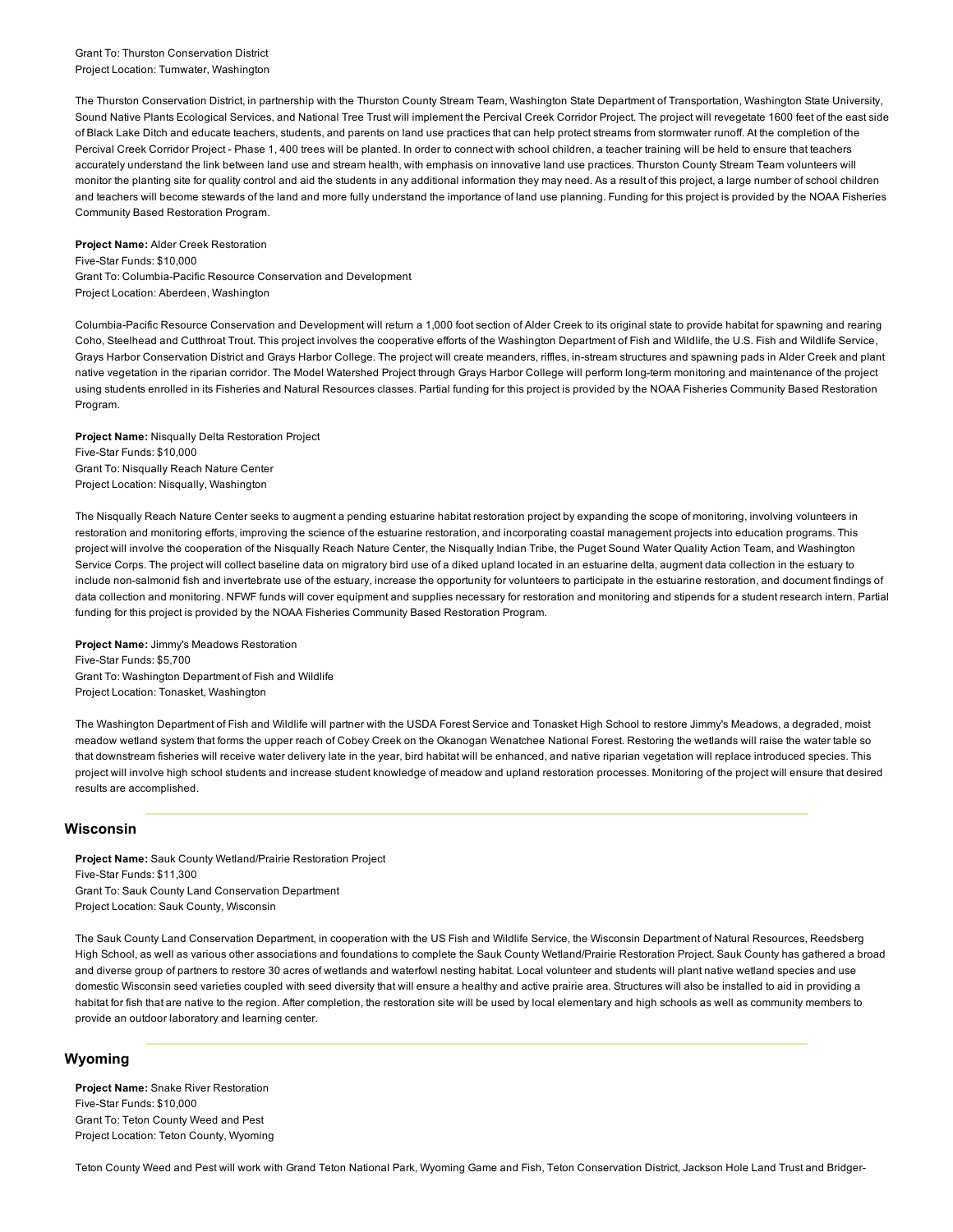Grant To: Thurston Conservation District
Project Location: Tumwater, Washington

The Thurston Conservation District, in partnership with the Thurston County Stream Team, Washington State Department of Transportation, Washington State University, Sound Native Plants Ecological Services, and National Tree Trust will implement the Percival Creek Corridor Project. The project will revegetate 1600 feet of the east side of Black Lake Ditch and educate teachers, students, and parents on land use practices that can help protect streams from stormwater runoff. At the completion of the Percival Creek Corridor Project - Phase 1, 400 trees will be planted. In order to connect with school children, a teacher training will be held to ensure that teachers accurately understand the link between land use and stream health, with emphasis on innovative land use practices. Thurston County Stream Team volunteers will monitor the planting site for quality control and aid the students in any additional information they may need. As a result of this project, a large number of school children and teachers will become stewards of the land and more fully understand the importance of land use planning. Funding for this project is provided by the NOAA Fisheries Community Based Restoration Program.

**Project Name:** Alder Creek Restoration
Five-Star Funds: $10,000
Grant To: Columbia-Pacific Resource Conservation and Development
Project Location: Aberdeen, Washington

Columbia-Pacific Resource Conservation and Development will return a 1,000 foot section of Alder Creek to its original state to provide habitat for spawning and rearing Coho, Steelhead and Cutthroat Trout. This project involves the cooperative efforts of the Washington Department of Fish and Wildlife, the U.S. Fish and Wildlife Service, Grays Harbor Conservation District and Grays Harbor College. The project will create meanders, riffles, in-stream structures and spawning pads in Alder Creek and plant native vegetation in the riparian corridor. The Model Watershed Project through Grays Harbor College will perform long-term monitoring and maintenance of the project using students enrolled in its Fisheries and Natural Resources classes. Partial funding for this project is provided by the NOAA Fisheries Community Based Restoration Program.

**Project Name:** Nisqually Delta Restoration Project
Five-Star Funds: $10,000
Grant To: Nisqually Reach Nature Center
Project Location: Nisqually, Washington

The Nisqually Reach Nature Center seeks to augment a pending estuarine habitat restoration project by expanding the scope of monitoring, involving volunteers in restoration and monitoring efforts, improving the science of the estuarine restoration, and incorporating coastal management projects into education programs. This project will involve the cooperation of the Nisqually Reach Nature Center, the Nisqually Indian Tribe, the Puget Sound Water Quality Action Team, and Washington Service Corps. The project will collect baseline data on migratory bird use of a diked upland located in an estuarine delta, augment data collection in the estuary to include non-salmonid fish and invertebrate use of the estuary, increase the opportunity for volunteers to participate in the estuarine restoration, and document findings of data collection and monitoring. NFWF funds will cover equipment and supplies necessary for restoration and monitoring and stipends for a student research intern. Partial funding for this project is provided by the NOAA Fisheries Community Based Restoration Program.

**Project Name:** Jimmy's Meadows Restoration
Five-Star Funds: $5,700
Grant To: Washington Department of Fish and Wildlife
Project Location: Tonasket, Washington

The Washington Department of Fish and Wildlife will partner with the USDA Forest Service and Tonasket High School to restore Jimmy's Meadows, a degraded, moist meadow wetland system that forms the upper reach of Cobey Creek on the Okanogan Wenatchee National Forest. Restoring the wetlands will raise the water table so that downstream fisheries will receive water delivery late in the year, bird habitat will be enhanced, and native riparian vegetation will replace introduced species. This project will involve high school students and increase student knowledge of meadow and upland restoration processes. Monitoring of the project will ensure that desired results are accomplished.

## Wisconsin

**Project Name:** Sauk County Wetland/Prairie Restoration Project
Five-Star Funds: $11,300
Grant To: Sauk County Land Conservation Department
Project Location: Sauk County, Wisconsin

The Sauk County Land Conservation Department, in cooperation with the US Fish and Wildlife Service, the Wisconsin Department of Natural Resources, Reedsberg High School, as well as various other associations and foundations to complete the Sauk County Wetland/Prairie Restoration Project. Sauk County has gathered a broad and diverse group of partners to restore 30 acres of wetlands and waterfowl nesting habitat. Local volunteer and students will plant native wetland species and use domestic Wisconsin seed varieties coupled with seed diversity that will ensure a healthy and active prairie area. Structures will also be installed to aid in providing a habitat for fish that are native to the region. After completion, the restoration site will be used by local elementary and high schools as well as community members to provide an outdoor laboratory and learning center.

## Wyoming

**Project Name:** Snake River Restoration
Five-Star Funds: $10,000
Grant To: Teton County Weed and Pest
Project Location: Teton County, Wyoming

Teton County Weed and Pest will work with Grand Teton National Park, Wyoming Game and Fish, Teton Conservation District, Jackson Hole Land Trust and Bridger-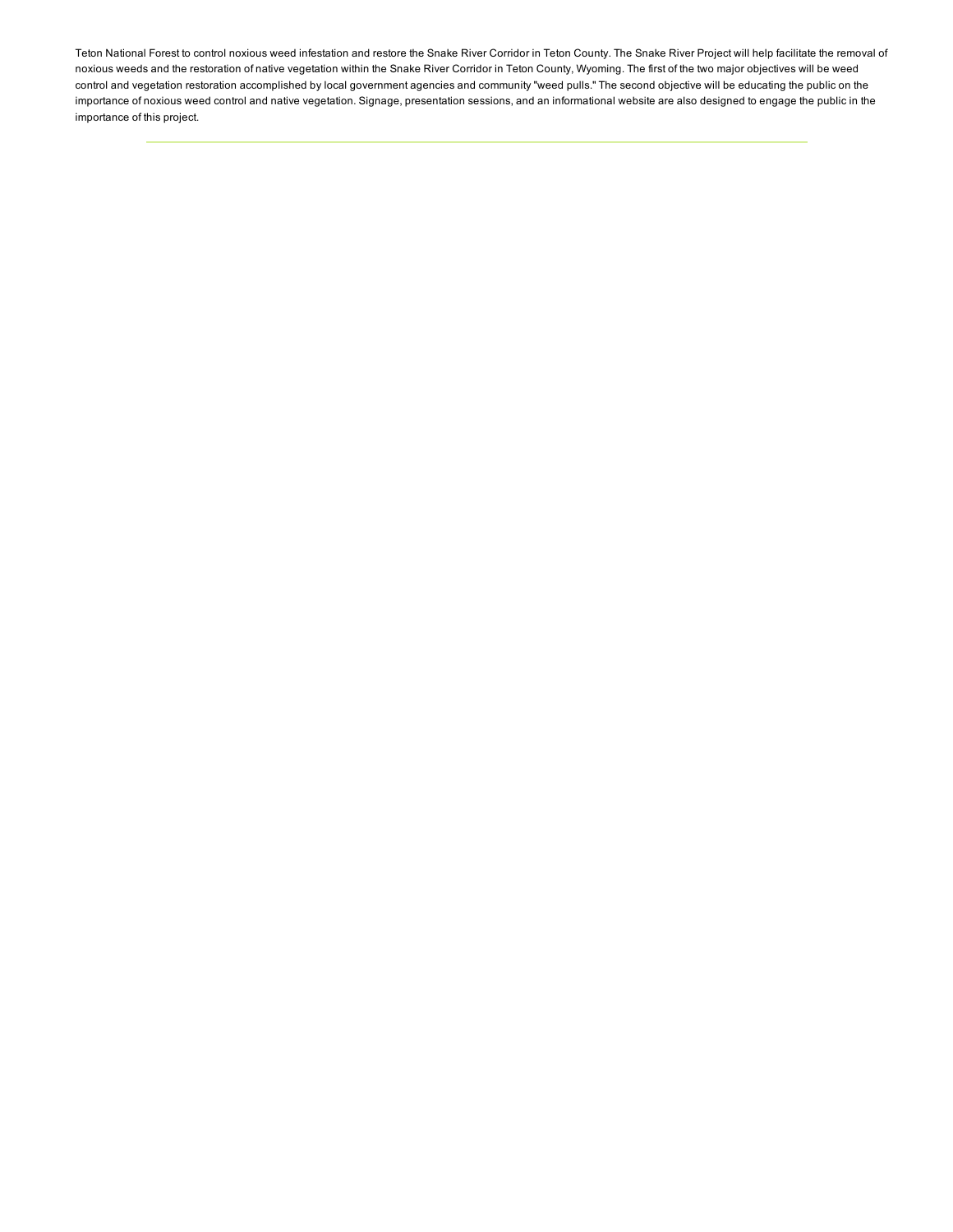Teton National Forest to control noxious weed infestation and restore the Snake River Corridor in Teton County. The Snake River Project will help facilitate the removal of noxious weeds and the restoration of native vegetation within the Snake River Corridor in Teton County, Wyoming. The first of the two major objectives will be weed control and vegetation restoration accomplished by local government agencies and community "weed pulls." The second objective will be educating the public on the importance of noxious weed control and native vegetation. Signage, presentation sessions, and an informational website are also designed to engage the public in the importance of this project.

---